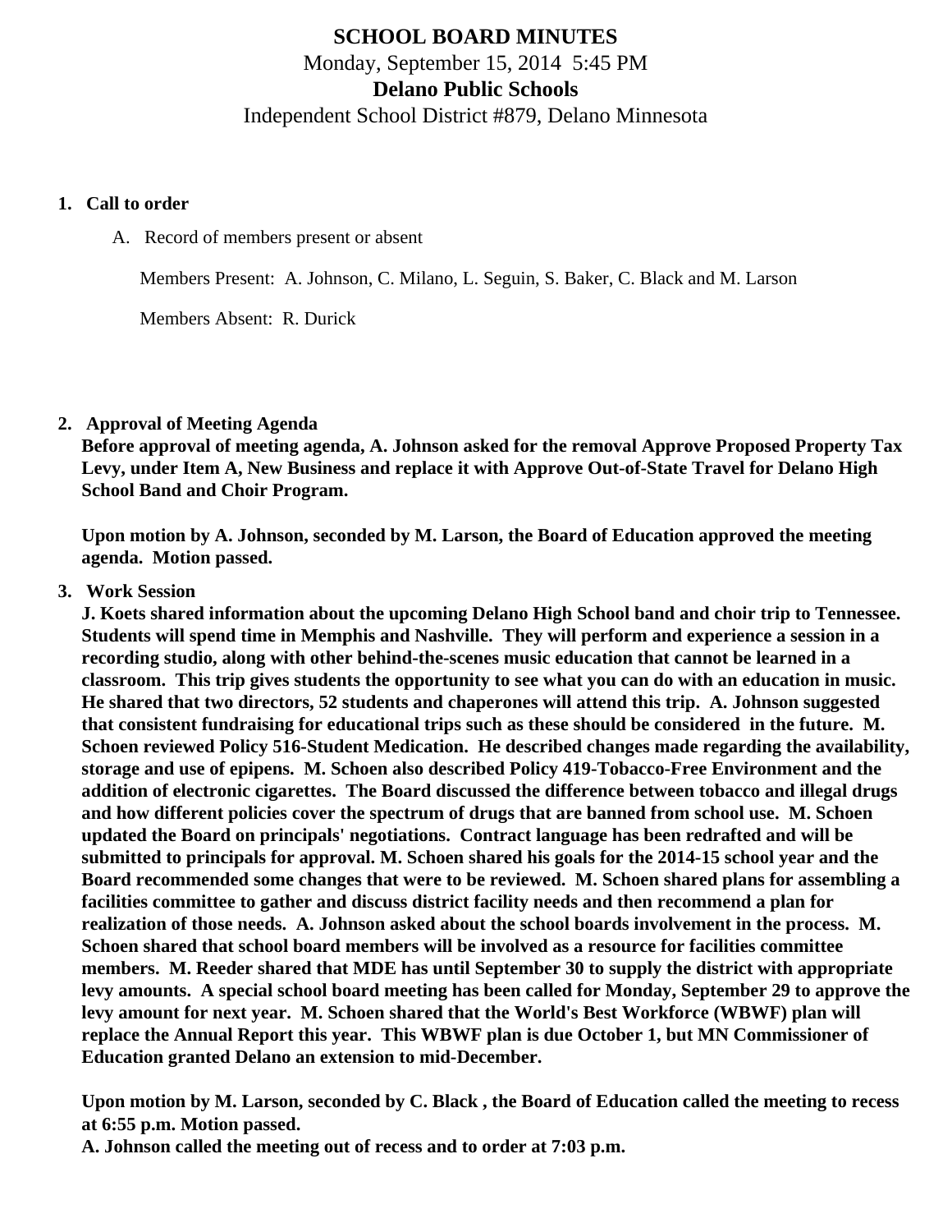# SCHOOL BOARD MINUTES

Monday, September 15, 2014 5:45 PM

**Delano Public Schools**

Independent School District #879, Delano Minnesota

1. **Call to order**

   A. Record of members present or absent

   Members Present: A. Johnson, C. Milano, L. Seguin, S. Baker, C. Black and M. Larson

   Members Absent: R. Durick

2. **Approval of Meeting Agenda**

   **Before approval of meeting agenda, A. Johnson asked for the removal Approve Proposed Property Tax Levy, under Item A, New Business and replace it with Approve Out-of-State Travel for Delano High School Band and Choir Program.**

   **Upon motion by A. Johnson, seconded by M. Larson, the Board of Education approved the meeting agenda. Motion passed.**

3. **Work Session**

   **J. Koets shared information about the upcoming Delano High School band and choir trip to Tennessee. Students will spend time in Memphis and Nashville. They will perform and experience a session in a recording studio, along with other behind-the-scenes music education that cannot be learned in a classroom. This trip gives students the opportunity to see what you can do with an education in music. He shared that two directors, 52 students and chaperones will attend this trip. A. Johnson suggested that consistent fundraising for educational trips such as these should be considered in the future. M. Schoen reviewed Policy 516-Student Medication. He described changes made regarding the availability, storage and use of epipens. M. Schoen also described Policy 419-Tobacco-Free Environment and the addition of electronic cigarettes. The Board discussed the difference between tobacco and illegal drugs and how different policies cover the spectrum of drugs that are banned from school use. M. Schoen updated the Board on principals' negotiations. Contract language has been redrafted and will be submitted to principals for approval. M. Schoen shared his goals for the 2014-15 school year and the Board recommended some changes that were to be reviewed. M. Schoen shared plans for assembling a facilities committee to gather and discuss district facility needs and then recommend a plan for realization of those needs. A. Johnson asked about the school boards involvement in the process. M. Schoen shared that school board members will be involved as a resource for facilities committee members. M. Reeder shared that MDE has until September 30 to supply the district with appropriate levy amounts. A special school board meeting has been called for Monday, September 29 to approve the levy amount for next year. M. Schoen shared that the World's Best Workforce (WBWF) plan will replace the Annual Report this year. This WBWF plan is due October 1, but MN Commissioner of Education granted Delano an extension to mid-December.**

   **Upon motion by M. Larson, seconded by C. Black , the Board of Education called the meeting to recess at 6:55 p.m. Motion passed.**

   **A. Johnson called the meeting out of recess and to order at 7:03 p.m.**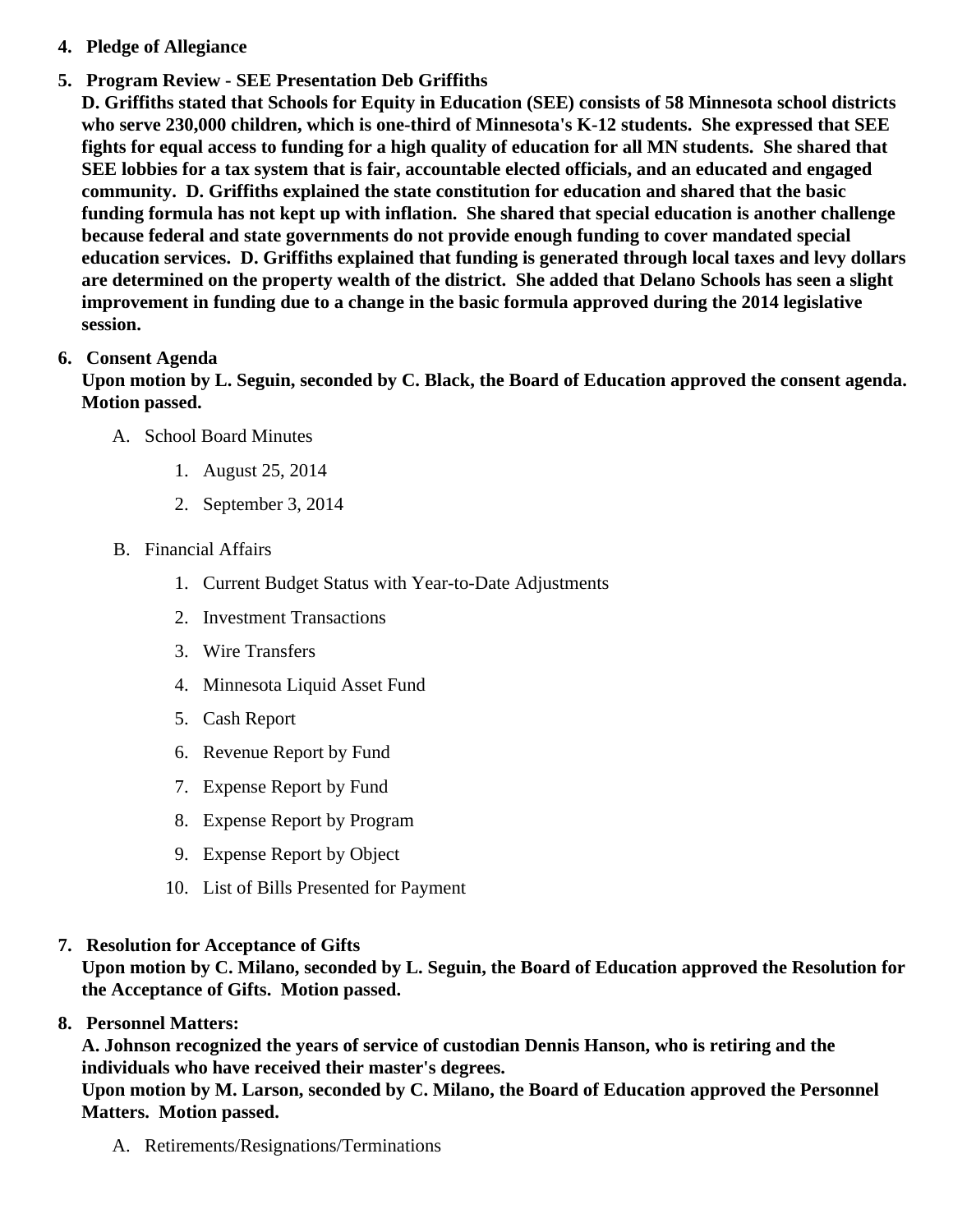4. **Pledge of Allegiance**

5. **Program Review - SEE Presentation Deb Griffiths**
   **D. Griffiths stated that Schools for Equity in Education (SEE) consists of 58 Minnesota school districts who serve 230,000 children, which is one-third of Minnesota's K-12 students. She expressed that SEE fights for equal access to funding for a high quality of education for all MN students. She shared that SEE lobbies for a tax system that is fair, accountable elected officials, and an educated and engaged community. D. Griffiths explained the state constitution for education and shared that the basic funding formula has not kept up with inflation. She shared that special education is another challenge because federal and state governments do not provide enough funding to cover mandated special education services. D. Griffiths explained that funding is generated through local taxes and levy dollars are determined on the property wealth of the district. She added that Delano Schools has seen a slight improvement in funding due to a change in the basic formula approved during the 2014 legislative session.**

6. **Consent Agenda**
   **Upon motion by L. Seguin, seconded by C. Black, the Board of Education approved the consent agenda. Motion passed.**

   A. School Board Minutes
      1. August 25, 2014
      2. September 3, 2014

   B. Financial Affairs
      1. Current Budget Status with Year-to-Date Adjustments
      2. Investment Transactions
      3. Wire Transfers
      4. Minnesota Liquid Asset Fund
      5. Cash Report
      6. Revenue Report by Fund
      7. Expense Report by Fund
      8. Expense Report by Program
      9. Expense Report by Object
      10. List of Bills Presented for Payment

7. **Resolution for Acceptance of Gifts**
   **Upon motion by C. Milano, seconded by L. Seguin, the Board of Education approved the Resolution for the Acceptance of Gifts. Motion passed.**

8. **Personnel Matters:**
   **A. Johnson recognized the years of service of custodian Dennis Hanson, who is retiring and the individuals who have received their master's degrees.**
   **Upon motion by M. Larson, seconded by C. Milano, the Board of Education approved the Personnel Matters. Motion passed.**

   A. Retirements/Resignations/Terminations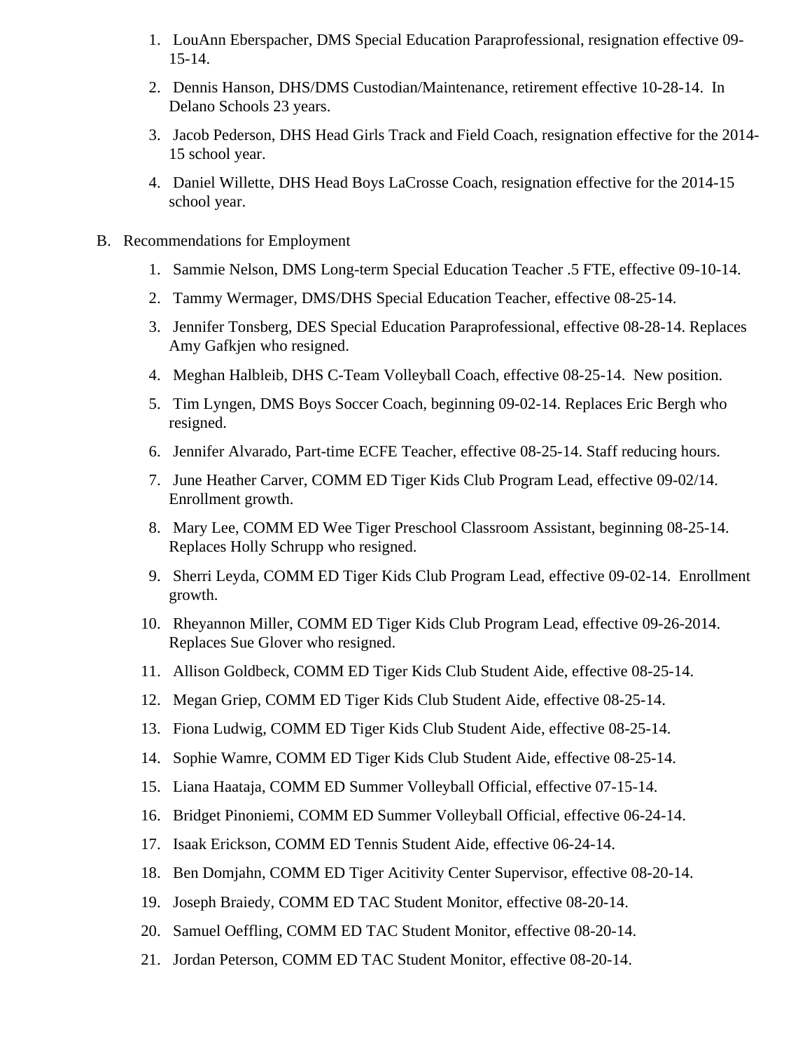1. LouAnn Eberspacher, DMS Special Education Paraprofessional, resignation effective 09-15-14.

2. Dennis Hanson, DHS/DMS Custodian/Maintenance, retirement effective 10-28-14. In Delano Schools 23 years.

3. Jacob Pederson, DHS Head Girls Track and Field Coach, resignation effective for the 2014-15 school year.

4. Daniel Willette, DHS Head Boys LaCrosse Coach, resignation effective for the 2014-15 school year.

B. Recommendations for Employment

1. Sammie Nelson, DMS Long-term Special Education Teacher .5 FTE, effective 09-10-14.

2. Tammy Wermager, DMS/DHS Special Education Teacher, effective 08-25-14.

3. Jennifer Tonsberg, DES Special Education Paraprofessional, effective 08-28-14. Replaces Amy Gafkjen who resigned.

4. Meghan Halbleib, DHS C-Team Volleyball Coach, effective 08-25-14. New position.

5. Tim Lyngen, DMS Boys Soccer Coach, beginning 09-02-14. Replaces Eric Bergh who resigned.

6. Jennifer Alvarado, Part-time ECFE Teacher, effective 08-25-14. Staff reducing hours.

7. June Heather Carver, COMM ED Tiger Kids Club Program Lead, effective 09-02/14. Enrollment growth.

8. Mary Lee, COMM ED Wee Tiger Preschool Classroom Assistant, beginning 08-25-14. Replaces Holly Schrupp who resigned.

9. Sherri Leyda, COMM ED Tiger Kids Club Program Lead, effective 09-02-14. Enrollment growth.

10. Rheyannon Miller, COMM ED Tiger Kids Club Program Lead, effective 09-26-2014. Replaces Sue Glover who resigned.

11. Allison Goldbeck, COMM ED Tiger Kids Club Student Aide, effective 08-25-14.

12. Megan Griep, COMM ED Tiger Kids Club Student Aide, effective 08-25-14.

13. Fiona Ludwig, COMM ED Tiger Kids Club Student Aide, effective 08-25-14.

14. Sophie Wamre, COMM ED Tiger Kids Club Student Aide, effective 08-25-14.

15. Liana Haataja, COMM ED Summer Volleyball Official, effective 07-15-14.

16. Bridget Pinoniemi, COMM ED Summer Volleyball Official, effective 06-24-14.

17. Isaak Erickson, COMM ED Tennis Student Aide, effective 06-24-14.

18. Ben Domjahn, COMM ED Tiger Acitivity Center Supervisor, effective 08-20-14.

19. Joseph Braiedy, COMM ED TAC Student Monitor, effective 08-20-14.

20. Samuel Oeffling, COMM ED TAC Student Monitor, effective 08-20-14.

21. Jordan Peterson, COMM ED TAC Student Monitor, effective 08-20-14.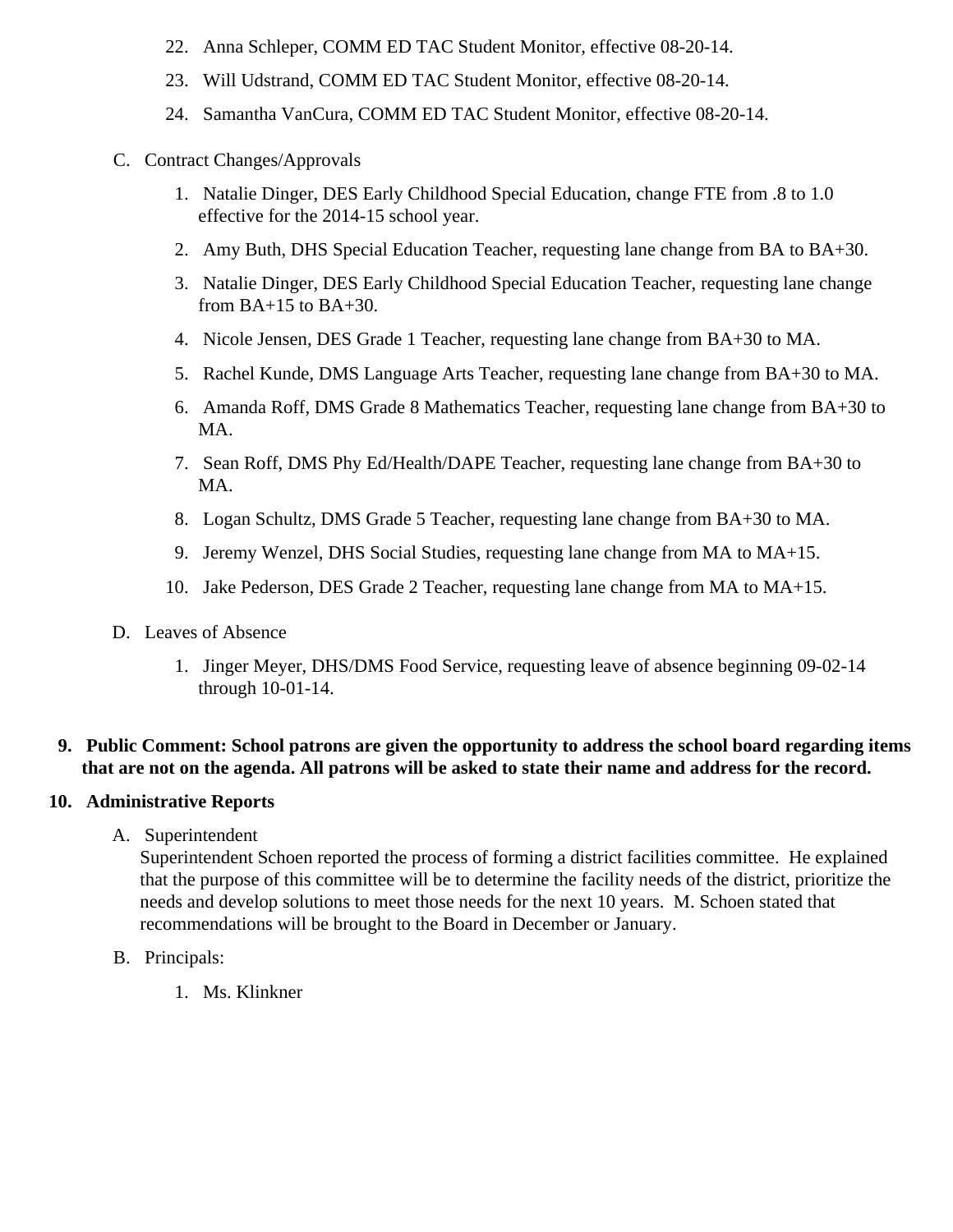22. Anna Schleper, COMM ED TAC Student Monitor, effective 08-20-14.
23. Will Udstrand, COMM ED TAC Student Monitor, effective 08-20-14.
24. Samantha VanCura, COMM ED TAC Student Monitor, effective 08-20-14.

C. Contract Changes/Approvals

1. Natalie Dinger, DES Early Childhood Special Education, change FTE from .8 to 1.0 effective for the 2014-15 school year.
2. Amy Buth, DHS Special Education Teacher, requesting lane change from BA to BA+30.
3. Natalie Dinger, DES Early Childhood Special Education Teacher, requesting lane change from BA+15 to BA+30.
4. Nicole Jensen, DES Grade 1 Teacher, requesting lane change from BA+30 to MA.
5. Rachel Kunde, DMS Language Arts Teacher, requesting lane change from BA+30 to MA.
6. Amanda Roff, DMS Grade 8 Mathematics Teacher, requesting lane change from BA+30 to MA.
7. Sean Roff, DMS Phy Ed/Health/DAPE Teacher, requesting lane change from BA+30 to MA.
8. Logan Schultz, DMS Grade 5 Teacher, requesting lane change from BA+30 to MA.
9. Jeremy Wenzel, DHS Social Studies, requesting lane change from MA to MA+15.
10. Jake Pederson, DES Grade 2 Teacher, requesting lane change from MA to MA+15.

D. Leaves of Absence

1. Jinger Meyer, DHS/DMS Food Service, requesting leave of absence beginning 09-02-14 through 10-01-14.

**9. Public Comment: School patrons are given the opportunity to address the school board regarding items that are not on the agenda. All patrons will be asked to state their name and address for the record.**

**10. Administrative Reports**

A. Superintendent

Superintendent Schoen reported the process of forming a district facilities committee. He explained that the purpose of this committee will be to determine the facility needs of the district, prioritize the needs and develop solutions to meet those needs for the next 10 years. M. Schoen stated that recommendations will be brought to the Board in December or January.

B. Principals:

1. Ms. Klinkner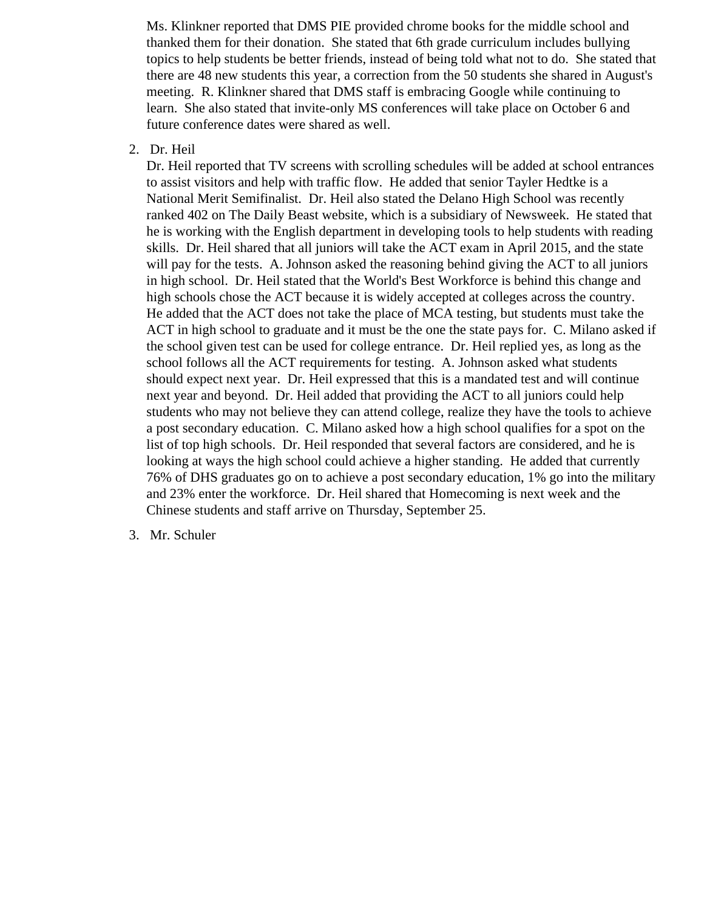Ms. Klinkner reported that DMS PIE provided chrome books for the middle school and thanked them for their donation.  She stated that 6th grade curriculum includes bullying topics to help students be better friends, instead of being told what not to do.  She stated that there are 48 new students this year, a correction from the 50 students she shared in August's meeting.  R. Klinkner shared that DMS staff is embracing Google while continuing to learn.  She also stated that invite-only MS conferences will take place on October 6 and future conference dates were shared as well.

2. Dr. Heil

   Dr. Heil reported that TV screens with scrolling schedules will be added at school entrances to assist visitors and help with traffic flow.  He added that senior Tayler Hedtke is a National Merit Semifinalist.  Dr. Heil also stated the Delano High School was recently ranked 402 on The Daily Beast website, which is a subsidiary of Newsweek.  He stated that he is working with the English department in developing tools to help students with reading skills.  Dr. Heil shared that all juniors will take the ACT exam in April 2015, and the state will pay for the tests.  A. Johnson asked the reasoning behind giving the ACT to all juniors in high school.  Dr. Heil stated that the World's Best Workforce is behind this change and high schools chose the ACT because it is widely accepted at colleges across the country.  He added that the ACT does not take the place of MCA testing, but students must take the ACT in high school to graduate and it must be the one the state pays for.  C. Milano asked if the school given test can be used for college entrance.  Dr. Heil replied yes, as long as the school follows all the ACT requirements for testing.  A. Johnson asked what students should expect next year.  Dr. Heil expressed that this is a mandated test and will continue next year and beyond.  Dr. Heil added that providing the ACT to all juniors could help students who may not believe they can attend college, realize they have the tools to achieve a post secondary education.  C. Milano asked how a high school qualifies for a spot on the list of top high schools.  Dr. Heil responded that several factors are considered, and he is looking at ways the high school could achieve a higher standing.  He added that currently 76% of DHS graduates go on to achieve a post secondary education, 1% go into the military and 23% enter the workforce.  Dr. Heil shared that Homecoming is next week and the Chinese students and staff arrive on Thursday, September 25.

3. Mr. Schuler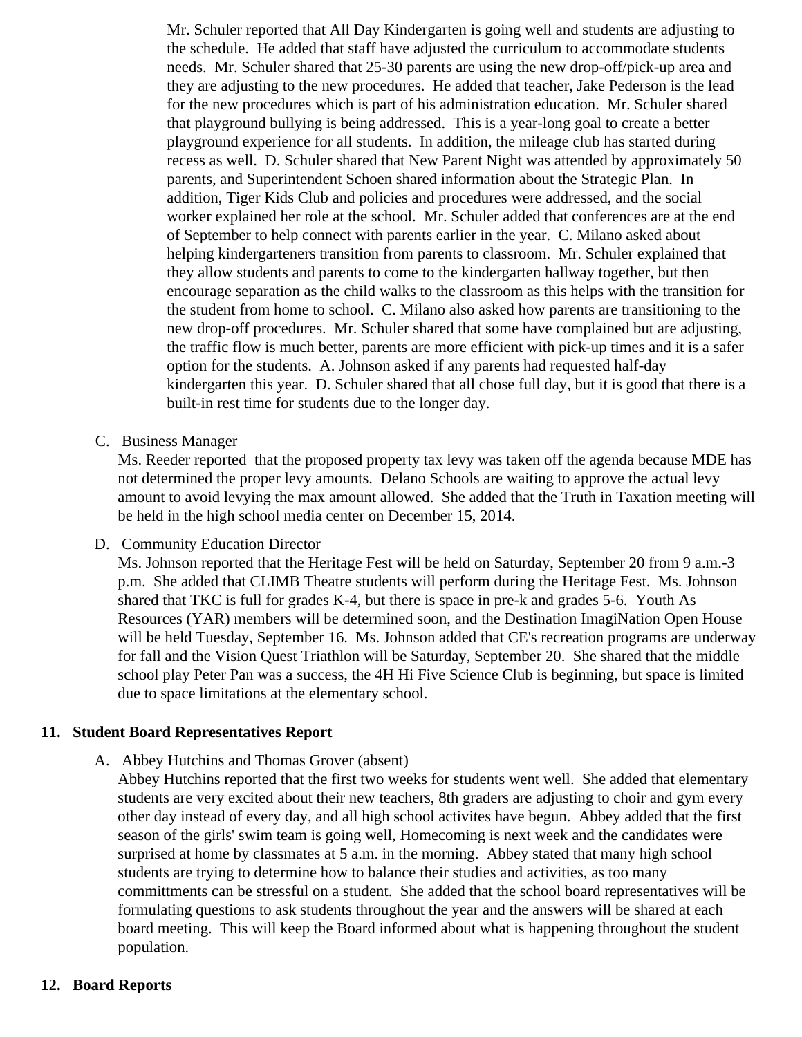Mr. Schuler reported that All Day Kindergarten is going well and students are adjusting to the schedule. He added that staff have adjusted the curriculum to accommodate students needs. Mr. Schuler shared that 25-30 parents are using the new drop-off/pick-up area and they are adjusting to the new procedures. He added that teacher, Jake Pederson is the lead for the new procedures which is part of his administration education. Mr. Schuler shared that playground bullying is being addressed. This is a year-long goal to create a better playground experience for all students. In addition, the mileage club has started during recess as well. D. Schuler shared that New Parent Night was attended by approximately 50 parents, and Superintendent Schoen shared information about the Strategic Plan. In addition, Tiger Kids Club and policies and procedures were addressed, and the social worker explained her role at the school. Mr. Schuler added that conferences are at the end of September to help connect with parents earlier in the year. C. Milano asked about helping kindergarteners transition from parents to classroom. Mr. Schuler explained that they allow students and parents to come to the kindergarten hallway together, but then encourage separation as the child walks to the classroom as this helps with the transition for the student from home to school. C. Milano also asked how parents are transitioning to the new drop-off procedures. Mr. Schuler shared that some have complained but are adjusting, the traffic flow is much better, parents are more efficient with pick-up times and it is a safer option for the students. A. Johnson asked if any parents had requested half-day kindergarten this year. D. Schuler shared that all chose full day, but it is good that there is a built-in rest time for students due to the longer day.

C. Business Manager

Ms. Reeder reported that the proposed property tax levy was taken off the agenda because MDE has not determined the proper levy amounts. Delano Schools are waiting to approve the actual levy amount to avoid levying the max amount allowed. She added that the Truth in Taxation meeting will be held in the high school media center on December 15, 2014.

D. Community Education Director

Ms. Johnson reported that the Heritage Fest will be held on Saturday, September 20 from 9 a.m.-3 p.m. She added that CLIMB Theatre students will perform during the Heritage Fest. Ms. Johnson shared that TKC is full for grades K-4, but there is space in pre-k and grades 5-6. Youth As Resources (YAR) members will be determined soon, and the Destination ImagiNation Open House will be held Tuesday, September 16. Ms. Johnson added that CE's recreation programs are underway for fall and the Vision Quest Triathlon will be Saturday, September 20. She shared that the middle school play Peter Pan was a success, the 4H Hi Five Science Club is beginning, but space is limited due to space limitations at the elementary school.

**11. Student Board Representatives Report**

A. Abbey Hutchins and Thomas Grover (absent)

Abbey Hutchins reported that the first two weeks for students went well. She added that elementary students are very excited about their new teachers, 8th graders are adjusting to choir and gym every other day instead of every day, and all high school activites have begun. Abbey added that the first season of the girls' swim team is going well, Homecoming is next week and the candidates were surprised at home by classmates at 5 a.m. in the morning. Abbey stated that many high school students are trying to determine how to balance their studies and activities, as too many committments can be stressful on a student. She added that the school board representatives will be formulating questions to ask students throughout the year and the answers will be shared at each board meeting. This will keep the Board informed about what is happening throughout the student population.

**12. Board Reports**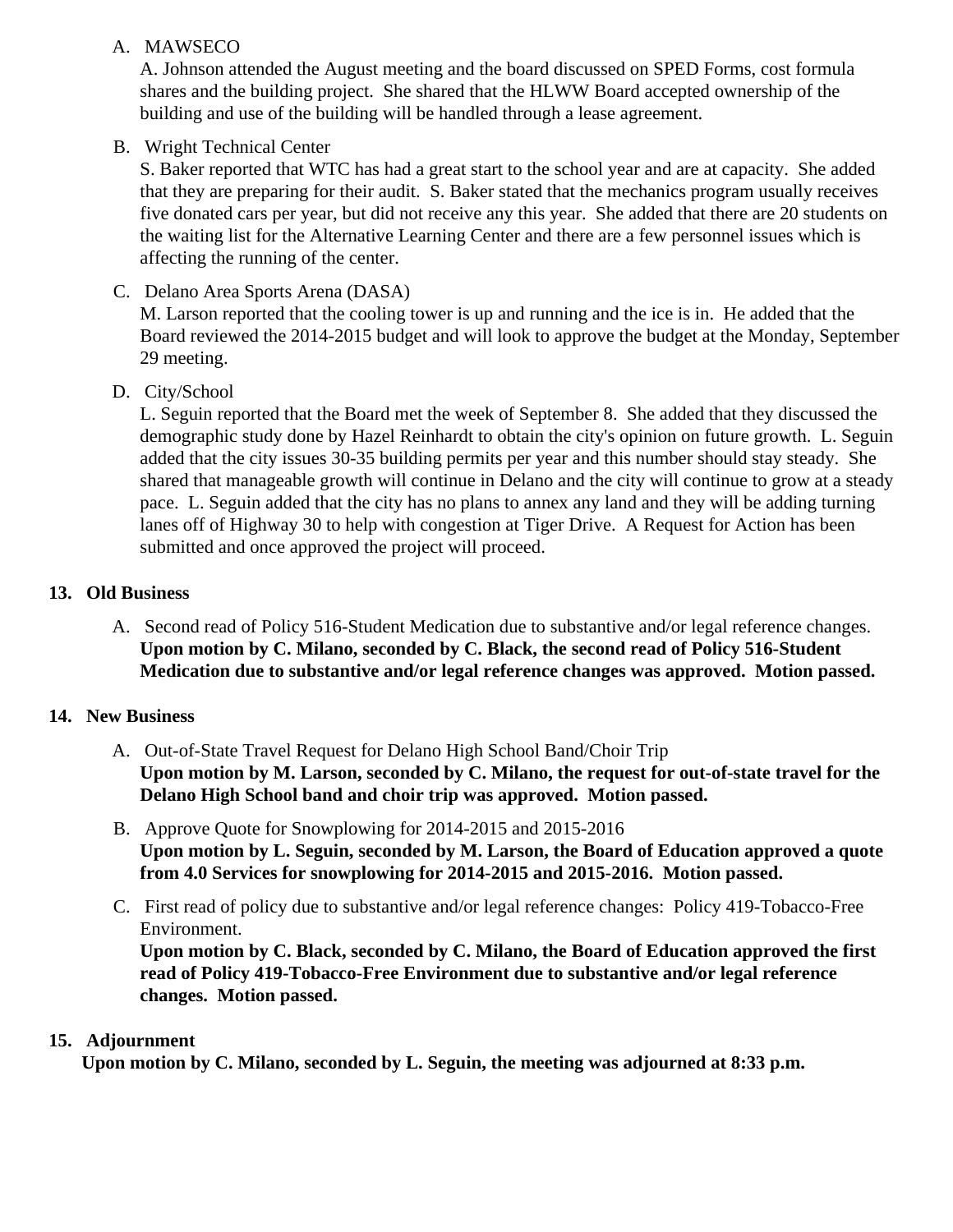A. MAWSECO

A. Johnson attended the August meeting and the board discussed on SPED Forms, cost formula shares and the building project. She shared that the HLWW Board accepted ownership of the building and use of the building will be handled through a lease agreement.

B. Wright Technical Center

S. Baker reported that WTC has had a great start to the school year and are at capacity. She added that they are preparing for their audit. S. Baker stated that the mechanics program usually receives five donated cars per year, but did not receive any this year. She added that there are 20 students on the waiting list for the Alternative Learning Center and there are a few personnel issues which is affecting the running of the center.

C. Delano Area Sports Arena (DASA)

M. Larson reported that the cooling tower is up and running and the ice is in. He added that the Board reviewed the 2014-2015 budget and will look to approve the budget at the Monday, September 29 meeting.

D. City/School

L. Seguin reported that the Board met the week of September 8. She added that they discussed the demographic study done by Hazel Reinhardt to obtain the city's opinion on future growth. L. Seguin added that the city issues 30-35 building permits per year and this number should stay steady. She shared that manageable growth will continue in Delano and the city will continue to grow at a steady pace. L. Seguin added that the city has no plans to annex any land and they will be adding turning lanes off of Highway 30 to help with congestion at Tiger Drive. A Request for Action has been submitted and once approved the project will proceed.

## 13. Old Business

A. Second read of Policy 516-Student Medication due to substantive and/or legal reference changes.
**Upon motion by C. Milano, seconded by C. Black, the second read of Policy 516-Student Medication due to substantive and/or legal reference changes was approved. Motion passed.**

## 14. New Business

A. Out-of-State Travel Request for Delano High School Band/Choir Trip
**Upon motion by M. Larson, seconded by C. Milano, the request for out-of-state travel for the Delano High School band and choir trip was approved. Motion passed.**

B. Approve Quote for Snowplowing for 2014-2015 and 2015-2016
**Upon motion by L. Seguin, seconded by M. Larson, the Board of Education approved a quote from 4.0 Services for snowplowing for 2014-2015 and 2015-2016. Motion passed.**

C. First read of policy due to substantive and/or legal reference changes: Policy 419-Tobacco-Free Environment.
**Upon motion by C. Black, seconded by C. Milano, the Board of Education approved the first read of Policy 419-Tobacco-Free Environment due to substantive and/or legal reference changes. Motion passed.**

## 15. Adjournment

**Upon motion by C. Milano, seconded by L. Seguin, the meeting was adjourned at 8:33 p.m.**